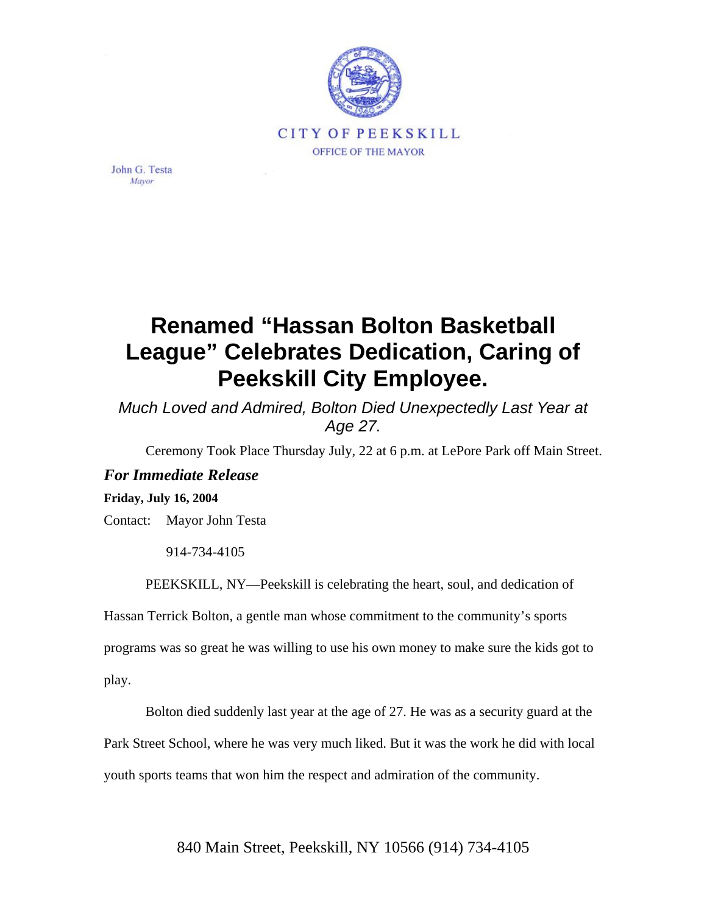CITY OF PEEKSKILL

OFFICE OF THE MAYOR

John G. Testa
*Mayor*

# Renamed "Hassan Bolton Basketball League" Celebrates Dedication, Caring of Peekskill City Employee.

*Much Loved and Admired, Bolton Died Unexpectedly Last Year at Age 27.*

Ceremony Took Place Thursday July, 22 at 6 p.m. at LePore Park off Main Street.

***For Immediate Release***

**Friday, July 16, 2004**

Contact: Mayor John Testa

914-734-4105

PEEKSKILL, NY—Peekskill is celebrating the heart, soul, and dedication of Hassan Terrick Bolton, a gentle man whose commitment to the community's sports programs was so great he was willing to use his own money to make sure the kids got to play.

Bolton died suddenly last year at the age of 27. He was as a security guard at the Park Street School, where he was very much liked. But it was the work he did with local youth sports teams that won him the respect and admiration of the community.

840 Main Street, Peekskill, NY 10566 (914) 734-4105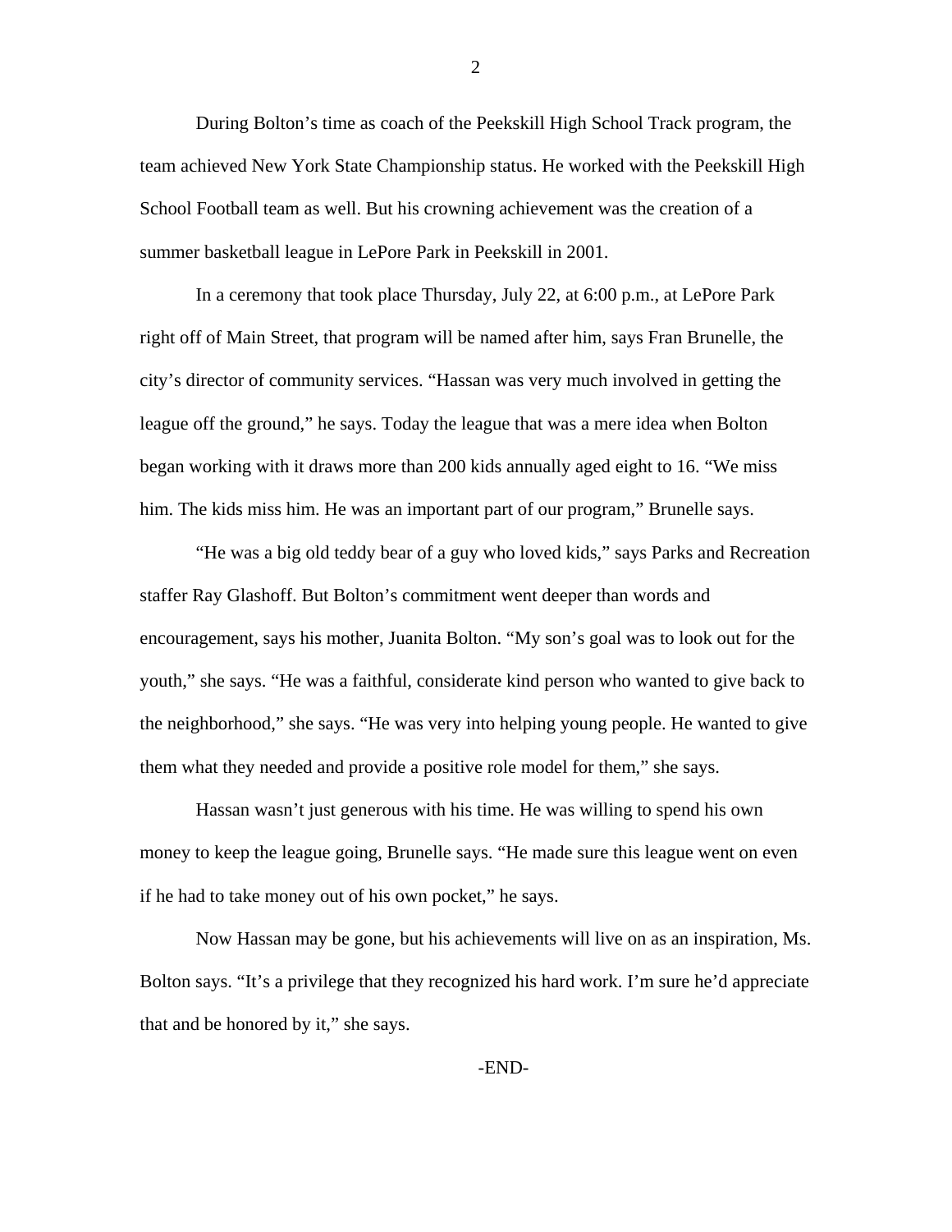During Bolton's time as coach of the Peekskill High School Track program, the team achieved New York State Championship status. He worked with the Peekskill High School Football team as well. But his crowning achievement was the creation of a summer basketball league in LePore Park in Peekskill in 2001.

In a ceremony that took place Thursday, July 22, at 6:00 p.m., at LePore Park right off of Main Street, that program will be named after him, says Fran Brunelle, the city's director of community services. "Hassan was very much involved in getting the league off the ground," he says. Today the league that was a mere idea when Bolton began working with it draws more than 200 kids annually aged eight to 16. "We miss him. The kids miss him. He was an important part of our program," Brunelle says.

"He was a big old teddy bear of a guy who loved kids," says Parks and Recreation staffer Ray Glashoff. But Bolton's commitment went deeper than words and encouragement, says his mother, Juanita Bolton. "My son's goal was to look out for the youth," she says. "He was a faithful, considerate kind person who wanted to give back to the neighborhood," she says. "He was very into helping young people. He wanted to give them what they needed and provide a positive role model for them," she says.

Hassan wasn't just generous with his time. He was willing to spend his own money to keep the league going, Brunelle says. "He made sure this league went on even if he had to take money out of his own pocket," he says.

Now Hassan may be gone, but his achievements will live on as an inspiration, Ms. Bolton says. "It's a privilege that they recognized his hard work. I'm sure he'd appreciate that and be honored by it," she says.

-END-